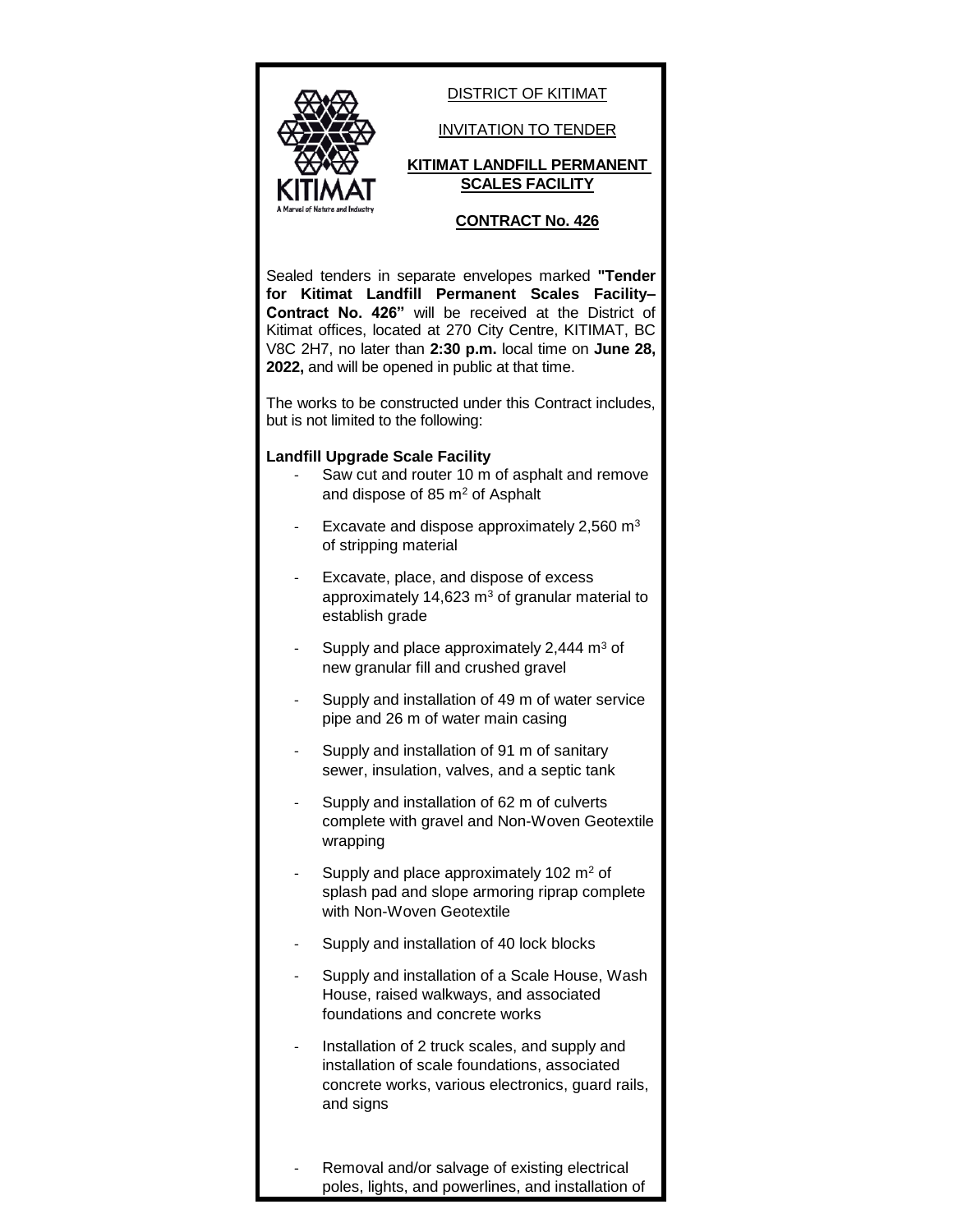DISTRICT OF KITIMAT

INVITATION TO TENDER

**KITIMAT LANDFILL PERMANENT SCALES FACILITY**

**CONTRACT No. 426**

Sealed tenders in separate envelopes marked **"Tender for Kitimat Landfill Permanent Scales Facility– Contract No. 426"** will be received at the District of Kitimat offices, located at 270 City Centre, KITIMAT, BC V8C 2H7, no later than **2:30 p.m.** local time on **June 28, 2022,** and will be opened in public at that time.

The works to be constructed under this Contract includes, but is not limited to the following:

**Landfill Upgrade Scale Facility**

- Saw cut and router 10 m of asphalt and remove and dispose of 85 $m^2$ of Asphalt
- Excavate and dispose approximately 2,560 $m^3$ of stripping material
- Excavate, place, and dispose of excess approximately 14,623 $m^3$ of granular material to establish grade
- Supply and place approximately 2,444 $m^3$ of new granular fill and crushed gravel
- Supply and installation of 49 m of water service pipe and 26 m of water main casing
- Supply and installation of 91 m of sanitary sewer, insulation, valves, and a septic tank
- Supply and installation of 62 m of culverts complete with gravel and Non-Woven Geotextile wrapping
- Supply and place approximately 102 $m^2$ of splash pad and slope armoring riprap complete with Non-Woven Geotextile
- Supply and installation of 40 lock blocks
- Supply and installation of a Scale House, Wash House, raised walkways, and associated foundations and concrete works
- Installation of 2 truck scales, and supply and installation of scale foundations, associated concrete works, various electronics, guard rails, and signs
- Removal and/or salvage of existing electrical poles, lights, and powerlines, and installation of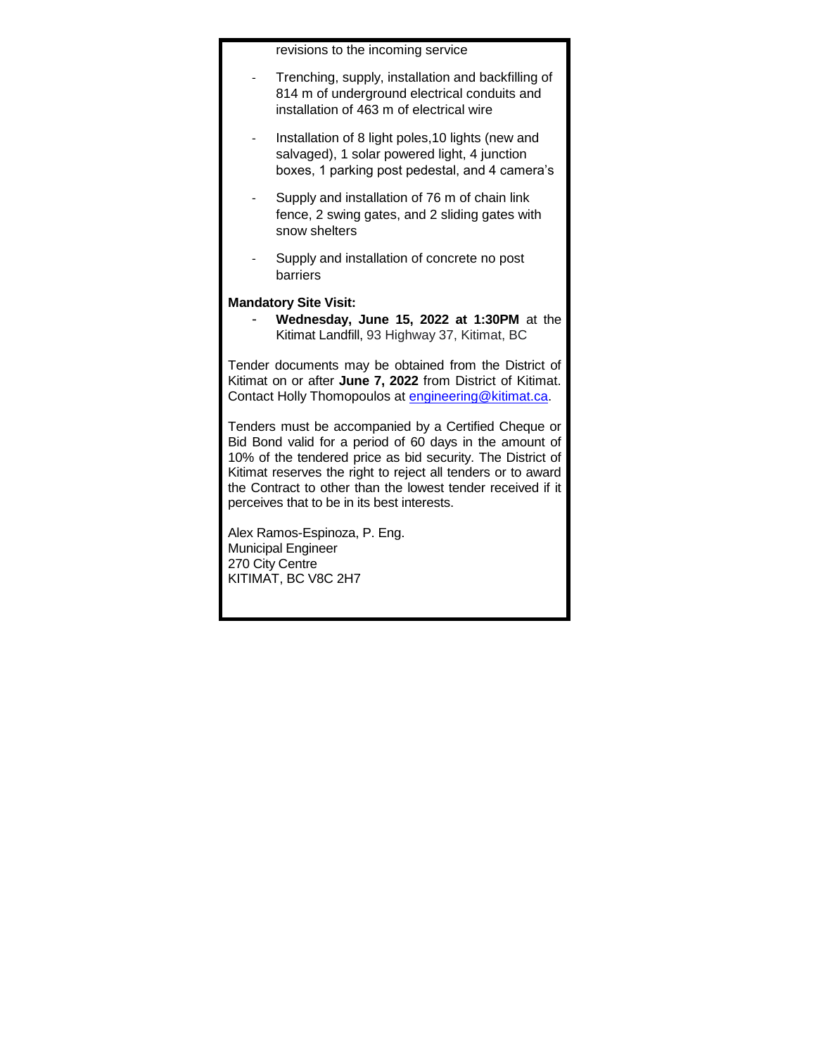revisions to the incoming service

- Trenching, supply, installation and backfilling of 814 m of underground electrical conduits and installation of 463 m of electrical wire
- Installation of 8 light poles,10 lights (new and salvaged), 1 solar powered light, 4 junction boxes, 1 parking post pedestal, and 4 camera's
- Supply and installation of 76 m of chain link fence, 2 swing gates, and 2 sliding gates with snow shelters
- Supply and installation of concrete no post barriers

**Mandatory Site Visit:**

- **Wednesday, June 15, 2022 at 1:30PM** at the Kitimat Landfill, 93 Highway 37, Kitimat, BC

Tender documents may be obtained from the District of Kitimat on or after **June 7, 2022** from District of Kitimat. Contact Holly Thomopoulos at engineering@kitimat.ca.

Tenders must be accompanied by a Certified Cheque or Bid Bond valid for a period of 60 days in the amount of 10% of the tendered price as bid security. The District of Kitimat reserves the right to reject all tenders or to award the Contract to other than the lowest tender received if it perceives that to be in its best interests.

Alex Ramos-Espinoza, P. Eng.
Municipal Engineer
270 City Centre
KITIMAT, BC V8C 2H7